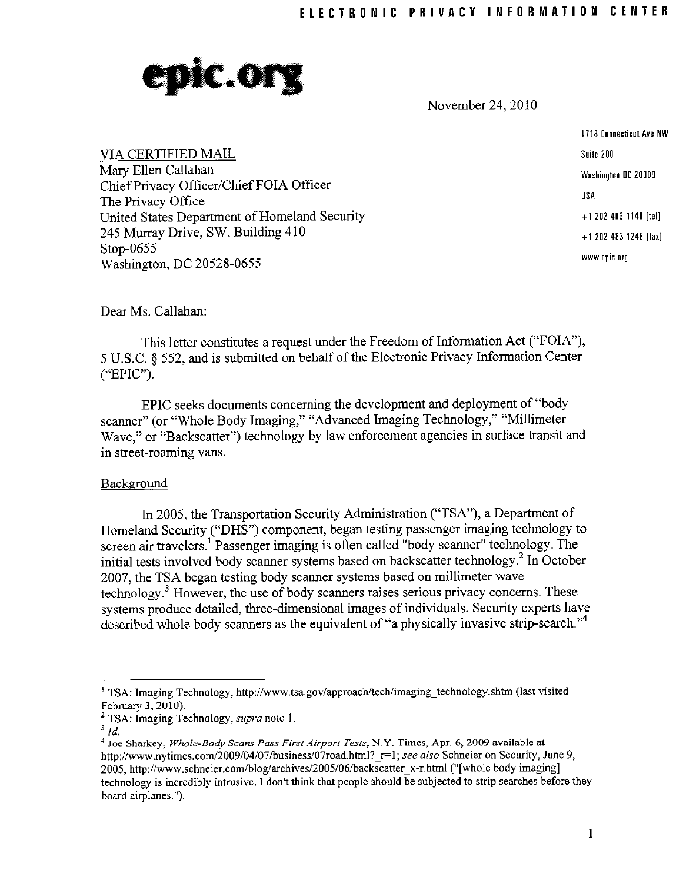**ELECTRONIC PRIVACY INFORMATION CENTER**

**epic.org**

November 24, 2010

1718 Connecticut Ave NW
Suite 200
Washington DC 20009
USA
+1 202 483 1140 [tel]
+1 202 483 1248 [fax]
www.epic.org

VIA CERTIFIED MAIL
Mary Ellen Callahan
Chief Privacy Officer/Chief FOIA Officer
The Privacy Office
United States Department of Homeland Security
245 Murray Drive, SW, Building 410
Stop-0655
Washington, DC 20528-0655

Dear Ms. Callahan:

This letter constitutes a request under the Freedom of Information Act ("FOIA"), 5 U.S.C. § 552, and is submitted on behalf of the Electronic Privacy Information Center ("EPIC").

EPIC seeks documents concerning the development and deployment of "body scanner" (or "Whole Body Imaging," "Advanced Imaging Technology," "Millimeter Wave," or "Backscatter") technology by law enforcement agencies in surface transit and in street-roaming vans.

Background

In 2005, the Transportation Security Administration ("TSA"), a Department of Homeland Security ("DHS") component, began testing passenger imaging technology to screen air travelers.[1] Passenger imaging is often called "body scanner" technology. The initial tests involved body scanner systems based on backscatter technology.[2] In October 2007, the TSA began testing body scanner systems based on millimeter wave technology.[3] However, the use of body scanners raises serious privacy concerns. These systems produce detailed, three-dimensional images of individuals. Security experts have described whole body scanners as the equivalent of "a physically invasive strip-search."[4]

---

[1] TSA: Imaging Technology, http://www.tsa.gov/approach/tech/imaging_technology.shtm (last visited February 3, 2010).

[2] TSA: Imaging Technology, *supra* note 1.

[3] *Id.*

[4] Joe Sharkey, *Whole-Body Scans Pass First Airport Tests*, N.Y. Times, Apr. 6, 2009 available at http://www.nytimes.com/2009/04/07/business/07road.html?_r=1; *see also* Schneier on Security, June 9, 2005, http://www.schneier.com/blog/archives/2005/06/backscatter_x-r.html ("[whole body imaging] technology is incredibly intrusive. I don't think that people should be subjected to strip searches before they board airplanes.").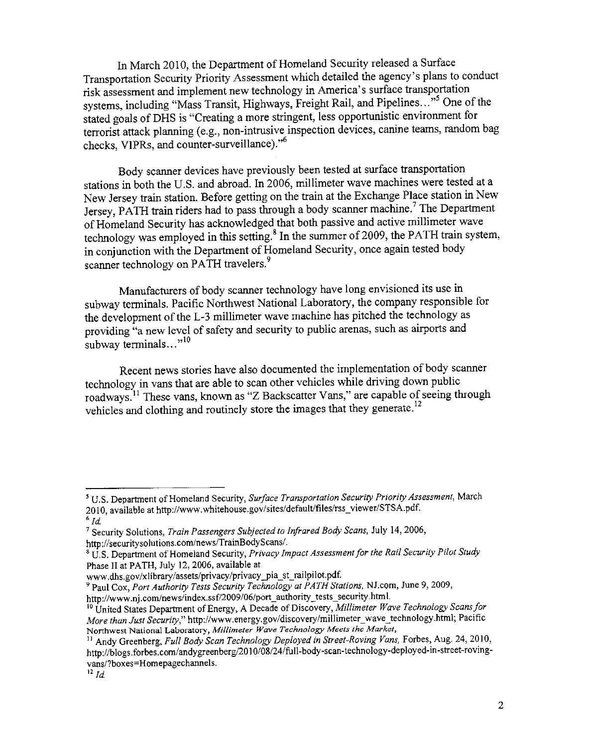In March 2010, the Department of Homeland Security released a Surface Transportation Security Priority Assessment which detailed the agency's plans to conduct risk assessment and implement new technology in America's surface transportation systems, including "Mass Transit, Highways, Freight Rail, and Pipelines..."[5] One of the stated goals of DHS is "Creating a more stringent, less opportunistic environment for terrorist attack planning (e.g., non-intrusive inspection devices, canine teams, random bag checks, VIPRs, and counter-surveillance)."[6]

Body scanner devices have previously been tested at surface transportation stations in both the U.S. and abroad. In 2006, millimeter wave machines were tested at a New Jersey train station. Before getting on the train at the Exchange Place station in New Jersey, PATH train riders had to pass through a body scanner machine.[7] The Department of Homeland Security has acknowledged that both passive and active millimeter wave technology was employed in this setting.[8] In the summer of 2009, the PATH train system, in conjunction with the Department of Homeland Security, once again tested body scanner technology on PATH travelers.[9]

Manufacturers of body scanner technology have long envisioned its use in subway terminals. Pacific Northwest National Laboratory, the company responsible for the development of the L-3 millimeter wave machine has pitched the technology as providing "a new level of safety and security to public arenas, such as airports and subway terminals..."[10]

Recent news stories have also documented the implementation of body scanner technology in vans that are able to scan other vehicles while driving down public roadways.[11] These vans, known as "Z Backscatter Vans," are capable of seeing through vehicles and clothing and routinely store the images that they generate.[12]

---

[5] U.S. Department of Homeland Security, *Surface Transportation Security Priority Assessment*, March 2010, available at http://www.whitehouse.gov/sites/default/files/rss_viewer/STSA.pdf.

[6] *Id.*

[7] Security Solutions, *Train Passengers Subjected to Infrared Body Scans*, July 14, 2006, http://securitysolutions.com/news/TrainBodyScans/.

[8] U.S. Department of Homeland Security, *Privacy Impact Assessment for the Rail Security Pilot Study Phase II at PATH*, July 12, 2006, available at www.dhs.gov/xlibrary/assets/privacy/privacy_pia_st_railpilot.pdf.

[9] Paul Cox, *Port Authority Tests Security Technology at PATH Stations*, NJ.com, June 9, 2009, http://www.nj.com/news/index.ssf/2009/06/port_authority_tests_security.html.

[10] United States Department of Energy, A Decade of Discovery, *Millimeter Wave Technology Scans for More than Just Security*," http://www.energy.gov/discovery/millimeter_wave_technology.html; Pacific Northwest National Laboratory, *Millimeter Wave Technology Meets the Market*,

[11] Andy Greenberg, *Full Body Scan Technology Deployed in Street-Roving Vans*, Forbes, Aug. 24, 2010, http://blogs.forbes.com/andygreenberg/2010/08/24/full-body-scan-technology-deployed-in-street-roving-vans/?boxes=Homepagechannels.

[12] *Id.*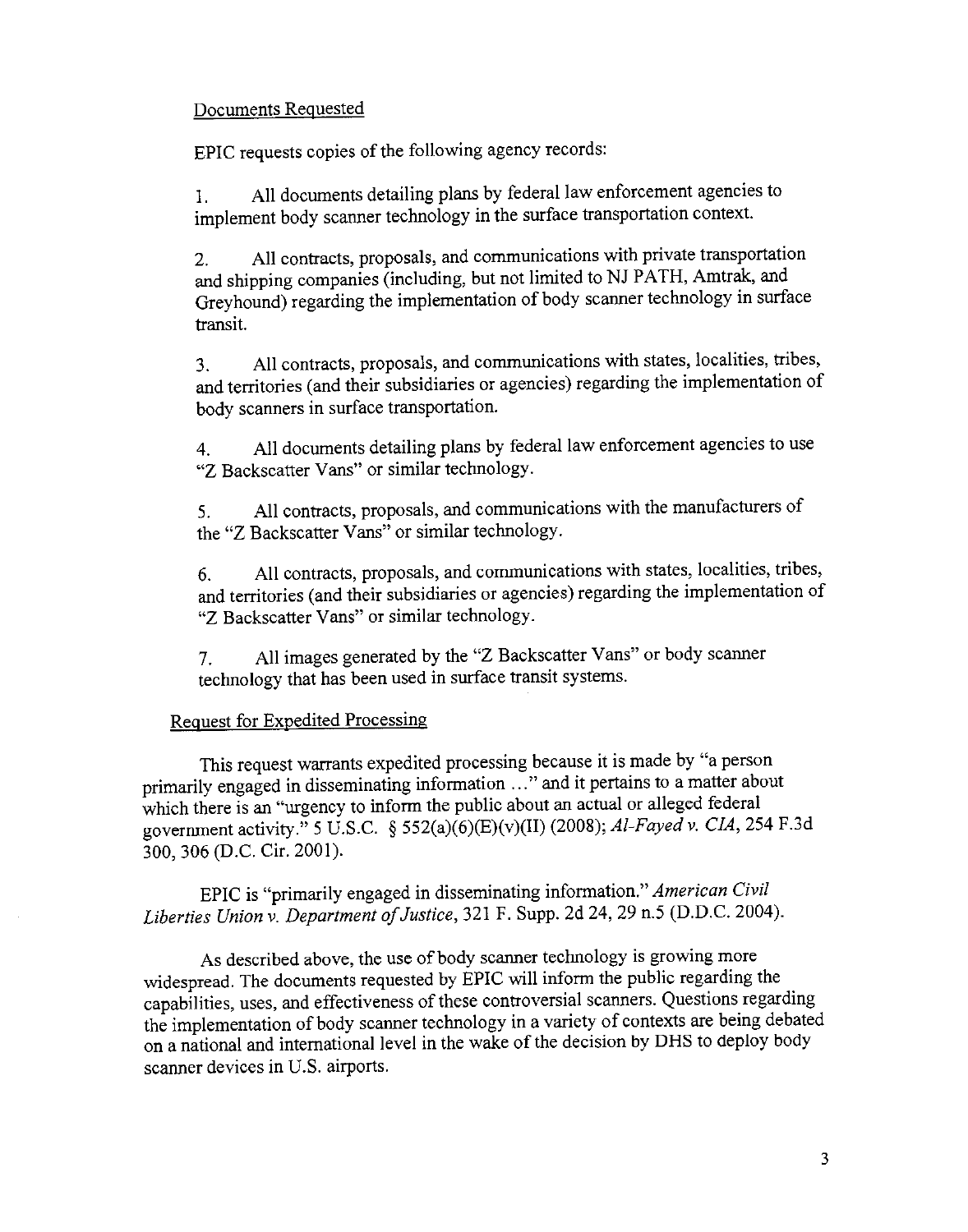Documents Requested

EPIC requests copies of the following agency records:

1. All documents detailing plans by federal law enforcement agencies to implement body scanner technology in the surface transportation context.

2. All contracts, proposals, and communications with private transportation and shipping companies (including, but not limited to NJ PATH, Amtrak, and Greyhound) regarding the implementation of body scanner technology in surface transit.

3. All contracts, proposals, and communications with states, localities, tribes, and territories (and their subsidiaries or agencies) regarding the implementation of body scanners in surface transportation.

4. All documents detailing plans by federal law enforcement agencies to use "Z Backscatter Vans" or similar technology.

5. All contracts, proposals, and communications with the manufacturers of the "Z Backscatter Vans" or similar technology.

6. All contracts, proposals, and communications with states, localities, tribes, and territories (and their subsidiaries or agencies) regarding the implementation of "Z Backscatter Vans" or similar technology.

7. All images generated by the "Z Backscatter Vans" or body scanner technology that has been used in surface transit systems.

Request for Expedited Processing

This request warrants expedited processing because it is made by "a person primarily engaged in disseminating information ..." and it pertains to a matter about which there is an "urgency to inform the public about an actual or alleged federal government activity." 5 U.S.C. § 552(a)(6)(E)(v)(II) (2008); *Al-Fayed v. CIA*, 254 F.3d 300, 306 (D.C. Cir. 2001).

EPIC is "primarily engaged in disseminating information." *American Civil Liberties Union v. Department of Justice*, 321 F. Supp. 2d 24, 29 n.5 (D.D.C. 2004).

As described above, the use of body scanner technology is growing more widespread. The documents requested by EPIC will inform the public regarding the capabilities, uses, and effectiveness of these controversial scanners. Questions regarding the implementation of body scanner technology in a variety of contexts are being debated on a national and international level in the wake of the decision by DHS to deploy body scanner devices in U.S. airports.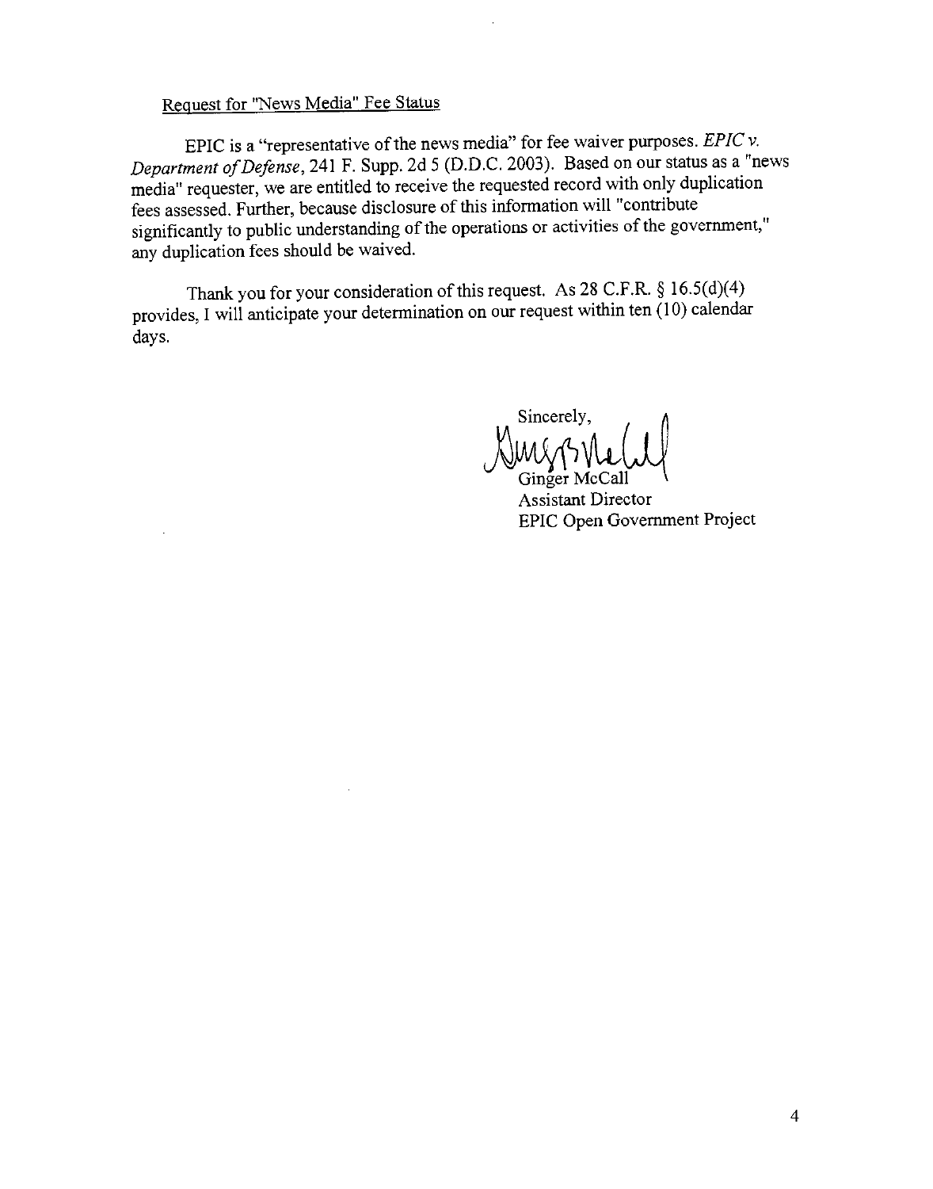Request for "News Media" Fee Status

EPIC is a "representative of the news media" for fee waiver purposes. *EPIC v. Department of Defense*, 241 F. Supp. 2d 5 (D.D.C. 2003). Based on our status as a "news media" requester, we are entitled to receive the requested record with only duplication fees assessed. Further, because disclosure of this information will "contribute significantly to public understanding of the operations or activities of the government," any duplication fees should be waived.

Thank you for your consideration of this request. As 28 C.F.R. § 16.5(d)(4) provides, I will anticipate your determination on our request within ten (10) calendar days.

Sincerely,

Ginger McCall
Assistant Director
EPIC Open Government Project